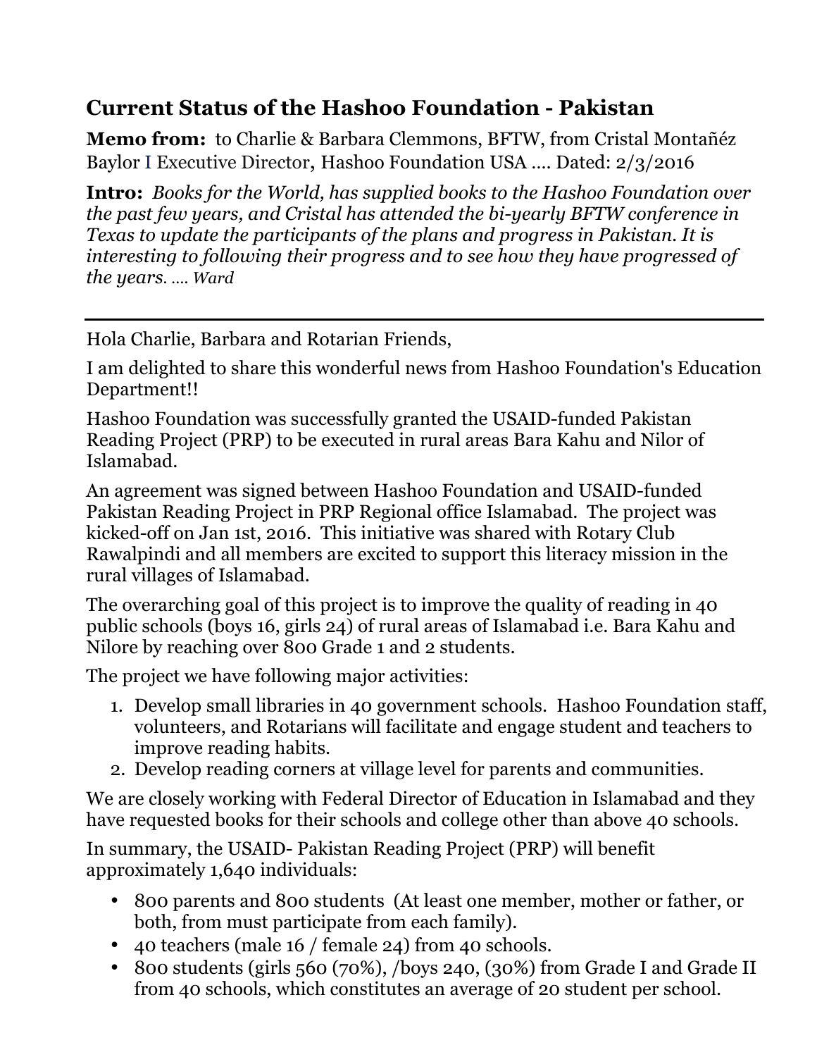## Current Status of the Hashoo Foundation - Pakistan

**Memo from:** to Charlie & Barbara Clemmons, BFTW, from Cristal Montañéz Baylor I Executive Director, Hashoo Foundation USA .... Dated: 2/3/2016

**Intro:** *Books for the World, has supplied books to the Hashoo Foundation over the past few years, and Cristal has attended the bi-yearly BFTW conference in Texas to update the participants of the plans and progress in Pakistan. It is interesting to following their progress and to see how they have progressed of the years. .... Ward*

---

Hola Charlie, Barbara and Rotarian Friends,

I am delighted to share this wonderful news from Hashoo Foundation's Education Department!!

Hashoo Foundation was successfully granted the USAID-funded Pakistan Reading Project (PRP) to be executed in rural areas Bara Kahu and Nilor of Islamabad.

An agreement was signed between Hashoo Foundation and USAID-funded Pakistan Reading Project in PRP Regional office Islamabad. The project was kicked-off on Jan 1st, 2016. This initiative was shared with Rotary Club Rawalpindi and all members are excited to support this literacy mission in the rural villages of Islamabad.

The overarching goal of this project is to improve the quality of reading in 40 public schools (boys 16, girls 24) of rural areas of Islamabad i.e. Bara Kahu and Nilore by reaching over 800 Grade 1 and 2 students.

The project we have following major activities:

1. Develop small libraries in 40 government schools. Hashoo Foundation staff, volunteers, and Rotarians will facilitate and engage student and teachers to improve reading habits.
2. Develop reading corners at village level for parents and communities.

We are closely working with Federal Director of Education in Islamabad and they have requested books for their schools and college other than above 40 schools.

In summary, the USAID- Pakistan Reading Project (PRP) will benefit approximately 1,640 individuals:

- 800 parents and 800 students (At least one member, mother or father, or both, from must participate from each family).
- 40 teachers (male 16 / female 24) from 40 schools.
- 800 students (girls 560 (70%), /boys 240, (30%) from Grade I and Grade II from 40 schools, which constitutes an average of 20 student per school.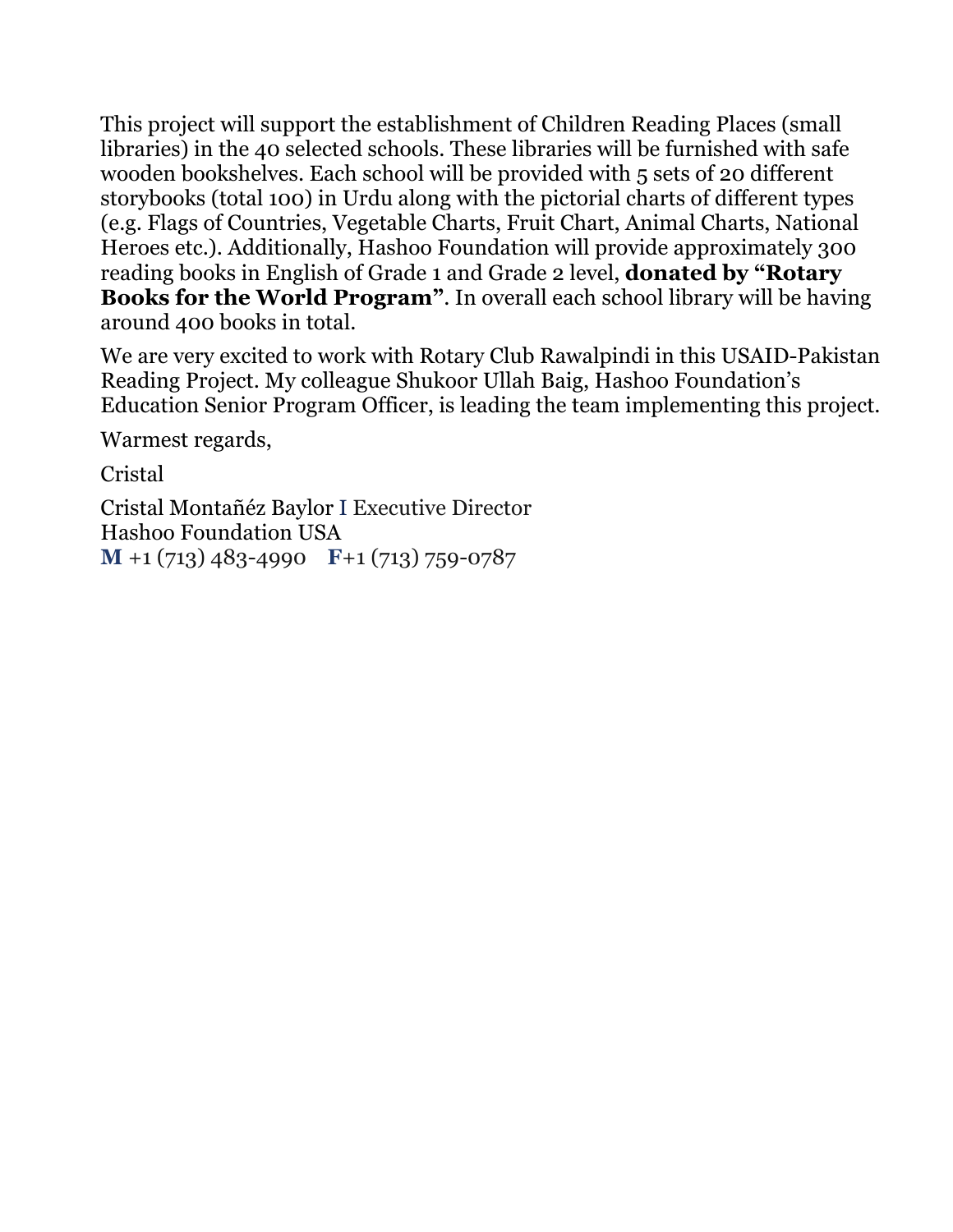This project will support the establishment of Children Reading Places (small libraries) in the 40 selected schools. These libraries will be furnished with safe wooden bookshelves. Each school will be provided with 5 sets of 20 different storybooks (total 100) in Urdu along with the pictorial charts of different types (e.g. Flags of Countries, Vegetable Charts, Fruit Chart, Animal Charts, National Heroes etc.). Additionally, Hashoo Foundation will provide approximately 300 reading books in English of Grade 1 and Grade 2 level, **donated by "Rotary Books for the World Program"**. In overall each school library will be having around 400 books in total.

We are very excited to work with Rotary Club Rawalpindi in this USAID-Pakistan Reading Project. My colleague Shukoor Ullah Baig, Hashoo Foundation's Education Senior Program Officer, is leading the team implementing this project.

Warmest regards,

Cristal

Cristal Montañéz Baylor I Executive Director
Hashoo Foundation USA
**M** +1 (713) 483-4990 **F**+1 (713) 759-0787